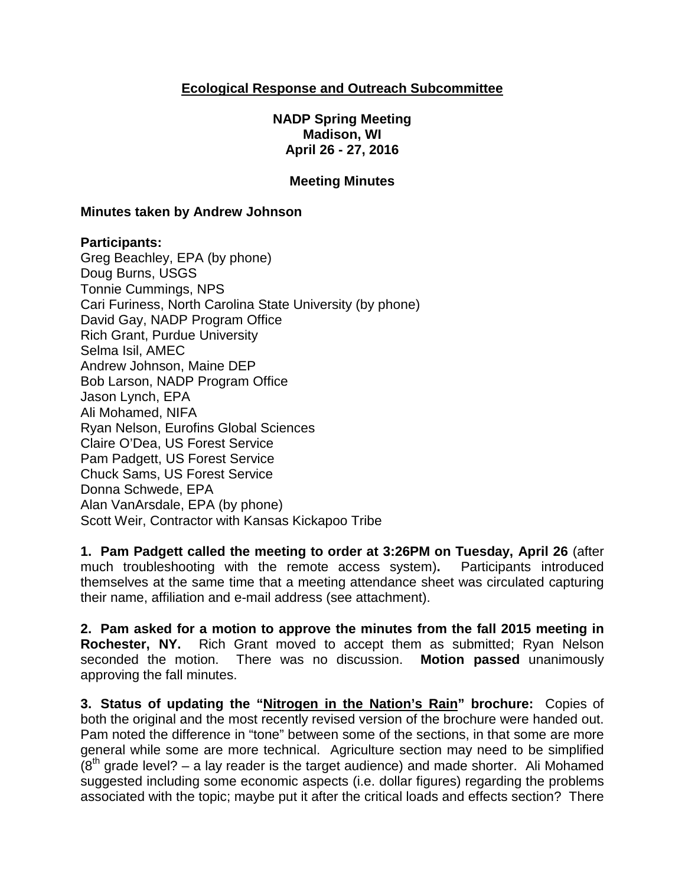**Ecological Response and Outreach Subcommittee**

**NADP Spring Meeting**
**Madison, WI**
**April 26 - 27, 2016**

**Meeting Minutes**

**Minutes taken by Andrew Johnson**

**Participants:**
Greg Beachley, EPA (by phone)
Doug Burns, USGS
Tonnie Cummings, NPS
Cari Furiness, North Carolina State University (by phone)
David Gay, NADP Program Office
Rich Grant, Purdue University
Selma Isil, AMEC
Andrew Johnson, Maine DEP
Bob Larson, NADP Program Office
Jason Lynch, EPA
Ali Mohamed, NIFA
Ryan Nelson, Eurofins Global Sciences
Claire O'Dea, US Forest Service
Pam Padgett, US Forest Service
Chuck Sams, US Forest Service
Donna Schwede, EPA
Alan VanArsdale, EPA (by phone)
Scott Weir, Contractor with Kansas Kickapoo Tribe

**1. Pam Padgett called the meeting to order at 3:26PM on Tuesday, April 26** (after much troubleshooting with the remote access system)**.** Participants introduced themselves at the same time that a meeting attendance sheet was circulated capturing their name, affiliation and e-mail address (see attachment).

**2. Pam asked for a motion to approve the minutes from the fall 2015 meeting in Rochester, NY.** Rich Grant moved to accept them as submitted; Ryan Nelson seconded the motion. There was no discussion. **Motion passed** unanimously approving the fall minutes.

**3. Status of updating the "Nitrogen in the Nation's Rain" brochure:** Copies of both the original and the most recently revised version of the brochure were handed out. Pam noted the difference in "tone" between some of the sections, in that some are more general while some are more technical. Agriculture section may need to be simplified ($8^{th}$ grade level? – a lay reader is the target audience) and made shorter. Ali Mohamed suggested including some economic aspects (i.e. dollar figures) regarding the problems associated with the topic; maybe put it after the critical loads and effects section? There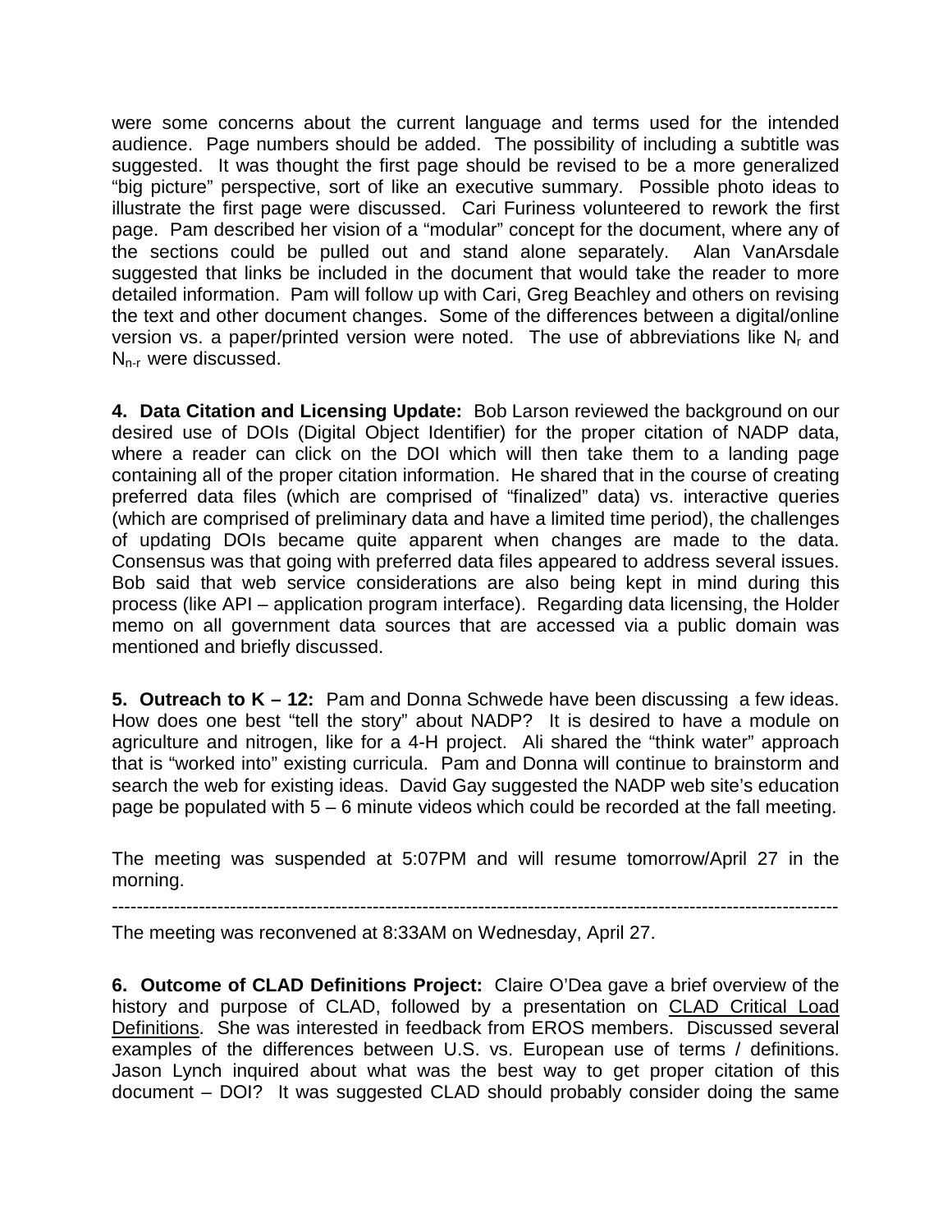were some concerns about the current language and terms used for the intended audience. Page numbers should be added. The possibility of including a subtitle was suggested. It was thought the first page should be revised to be a more generalized "big picture" perspective, sort of like an executive summary. Possible photo ideas to illustrate the first page were discussed. Cari Furiness volunteered to rework the first page. Pam described her vision of a "modular" concept for the document, where any of the sections could be pulled out and stand alone separately. Alan VanArsdale suggested that links be included in the document that would take the reader to more detailed information. Pam will follow up with Cari, Greg Beachley and others on revising the text and other document changes. Some of the differences between a digital/online version vs. a paper/printed version were noted. The use of abbreviations like $N_r$ and $N_{n-r}$ were discussed.

**4. Data Citation and Licensing Update:** Bob Larson reviewed the background on our desired use of DOIs (Digital Object Identifier) for the proper citation of NADP data, where a reader can click on the DOI which will then take them to a landing page containing all of the proper citation information. He shared that in the course of creating preferred data files (which are comprised of "finalized" data) vs. interactive queries (which are comprised of preliminary data and have a limited time period), the challenges of updating DOIs became quite apparent when changes are made to the data. Consensus was that going with preferred data files appeared to address several issues. Bob said that web service considerations are also being kept in mind during this process (like API – application program interface). Regarding data licensing, the Holder memo on all government data sources that are accessed via a public domain was mentioned and briefly discussed.

**5. Outreach to K – 12:** Pam and Donna Schwede have been discussing a few ideas. How does one best "tell the story" about NADP? It is desired to have a module on agriculture and nitrogen, like for a 4-H project. Ali shared the "think water" approach that is "worked into" existing curricula. Pam and Donna will continue to brainstorm and search the web for existing ideas. David Gay suggested the NADP web site's education page be populated with 5 – 6 minute videos which could be recorded at the fall meeting.

The meeting was suspended at 5:07PM and will resume tomorrow/April 27 in the morning.

---

The meeting was reconvened at 8:33AM on Wednesday, April 27.

**6. Outcome of CLAD Definitions Project:** Claire O'Dea gave a brief overview of the history and purpose of CLAD, followed by a presentation on CLAD Critical Load Definitions. She was interested in feedback from EROS members. Discussed several examples of the differences between U.S. vs. European use of terms / definitions. Jason Lynch inquired about what was the best way to get proper citation of this document – DOI? It was suggested CLAD should probably consider doing the same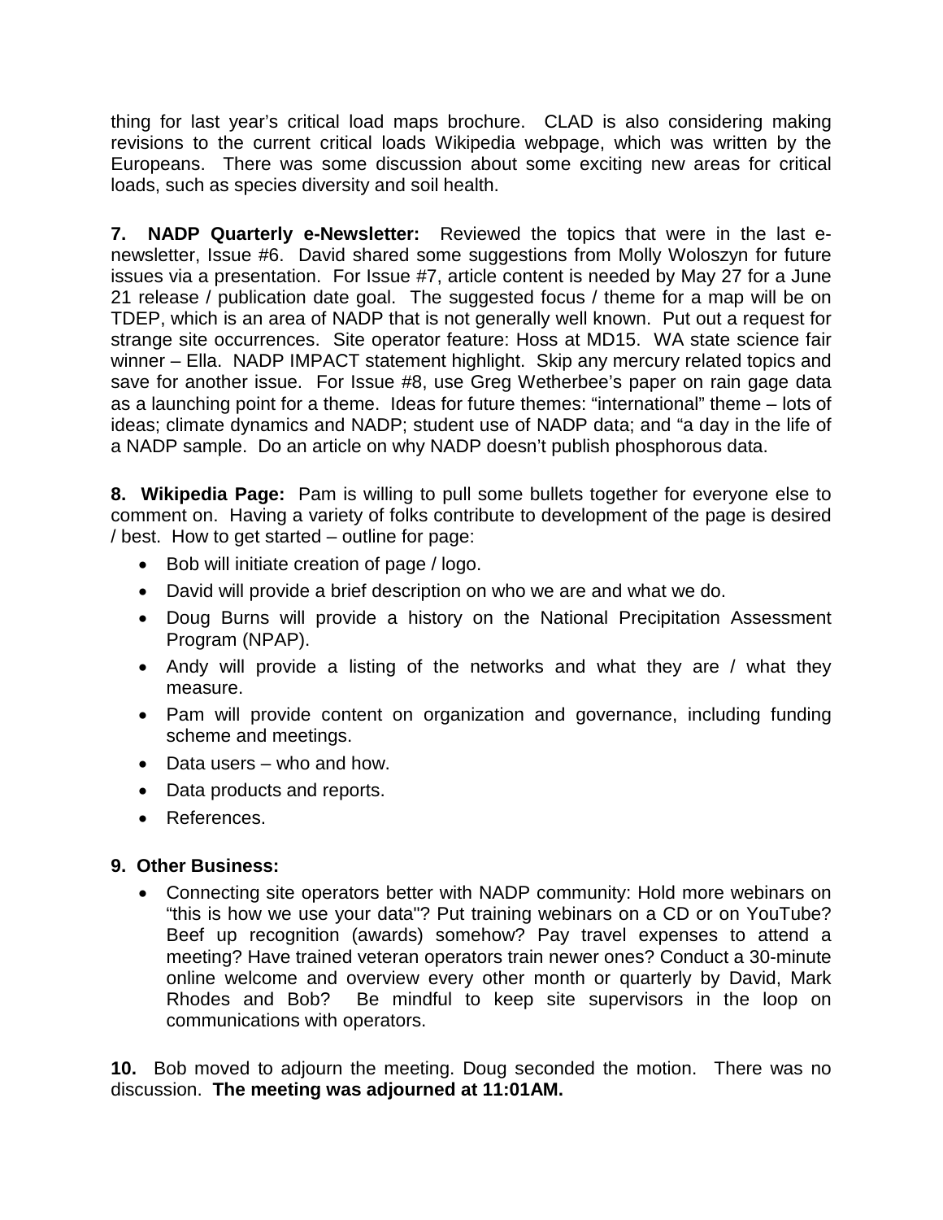thing for last year's critical load maps brochure. CLAD is also considering making revisions to the current critical loads Wikipedia webpage, which was written by the Europeans. There was some discussion about some exciting new areas for critical loads, such as species diversity and soil health.

**7. NADP Quarterly e-Newsletter:** Reviewed the topics that were in the last e-newsletter, Issue #6. David shared some suggestions from Molly Woloszyn for future issues via a presentation. For Issue #7, article content is needed by May 27 for a June 21 release / publication date goal. The suggested focus / theme for a map will be on TDEP, which is an area of NADP that is not generally well known. Put out a request for strange site occurrences. Site operator feature: Hoss at MD15. WA state science fair winner – Ella. NADP IMPACT statement highlight. Skip any mercury related topics and save for another issue. For Issue #8, use Greg Wetherbee's paper on rain gage data as a launching point for a theme. Ideas for future themes: "international" theme – lots of ideas; climate dynamics and NADP; student use of NADP data; and "a day in the life of a NADP sample. Do an article on why NADP doesn't publish phosphorous data.

**8. Wikipedia Page:** Pam is willing to pull some bullets together for everyone else to comment on. Having a variety of folks contribute to development of the page is desired / best. How to get started – outline for page:

- Bob will initiate creation of page / logo.
- David will provide a brief description on who we are and what we do.
- Doug Burns will provide a history on the National Precipitation Assessment Program (NPAP).
- Andy will provide a listing of the networks and what they are / what they measure.
- Pam will provide content on organization and governance, including funding scheme and meetings.
- Data users – who and how.
- Data products and reports.
- References.

**9. Other Business:**

- Connecting site operators better with NADP community: Hold more webinars on "this is how we use your data"? Put training webinars on a CD or on YouTube? Beef up recognition (awards) somehow? Pay travel expenses to attend a meeting? Have trained veteran operators train newer ones? Conduct a 30-minute online welcome and overview every other month or quarterly by David, Mark Rhodes and Bob? Be mindful to keep site supervisors in the loop on communications with operators.

**10.** Bob moved to adjourn the meeting. Doug seconded the motion. There was no discussion. **The meeting was adjourned at 11:01AM.**